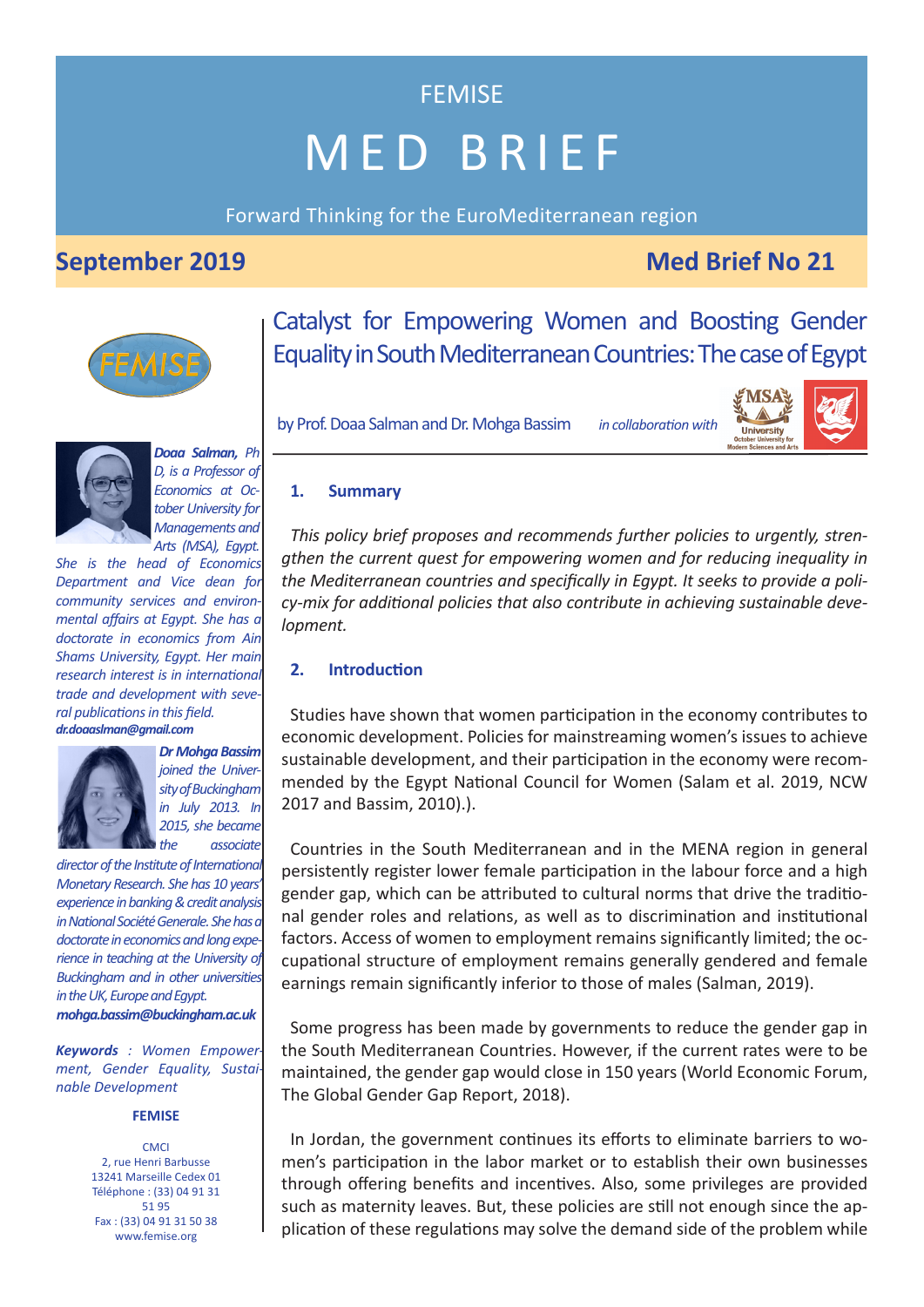FEMISE

# MED BRIEF

Forward Thinking for the EuroMediterranean region

**September 2019** **Med Brief No 21**

# Catalyst for Empowering Women and Boosting Gender Equality in South Mediterranean Countries: The case of Egypt

by Prof. Doaa Salman and Dr. Mohga Bassim *in collaboration with*

***Doaa Salman**, Ph D, is a Professor of Economics at October University for Managements and Arts (MSA), Egypt. She is the head of Economics Department and Vice dean for community services and environmental affairs at Egypt. She has a doctorate in economics from Ain Shams University, Egypt. Her main research interest is in international trade and development with several publications in this field.*
***dr.doaaslman@gmail.com***

***Dr Mohga Bassim** joined the University of Buckingham in July 2013. In 2015, she became the associate director of the Institute of International Monetary Research. She has 10 years' experience in banking & credit analysis in National Société Generale. She has a doctorate in economics and long experience in teaching at the University of Buckingham and in other universities in the UK, Europe and Egypt.*
***mohga.bassim@buckingham.ac.uk***

***Keywords** : Women Empowerment, Gender Equality, Sustainable Development*

**FEMISE**

CMCI
2, rue Henri Barbusse
13241 Marseille Cedex 01
Téléphone : (33) 04 91 31 51 95
Fax : (33) 04 91 31 50 38
www.femise.org

## 1. Summary

*This policy brief proposes and recommends further policies to urgently, strengthen the current quest for empowering women and for reducing inequality in the Mediterranean countries and specifically in Egypt. It seeks to provide a policy-mix for additional policies that also contribute in achieving sustainable development.*

## 2. Introduction

Studies have shown that women participation in the economy contributes to economic development. Policies for mainstreaming women's issues to achieve sustainable development, and their participation in the economy were recommended by the Egypt National Council for Women (Salam et al. 2019, NCW 2017 and Bassim, 2010).).

Countries in the South Mediterranean and in the MENA region in general persistently register lower female participation in the labour force and a high gender gap, which can be attributed to cultural norms that drive the traditional gender roles and relations, as well as to discrimination and institutional factors. Access of women to employment remains significantly limited; the occupational structure of employment remains generally gendered and female earnings remain significantly inferior to those of males (Salman, 2019).

Some progress has been made by governments to reduce the gender gap in the South Mediterranean Countries. However, if the current rates were to be maintained, the gender gap would close in 150 years (World Economic Forum, The Global Gender Gap Report, 2018).

In Jordan, the government continues its efforts to eliminate barriers to women's participation in the labor market or to establish their own businesses through offering benefits and incentives. Also, some privileges are provided such as maternity leaves. But, these policies are still not enough since the application of these regulations may solve the demand side of the problem while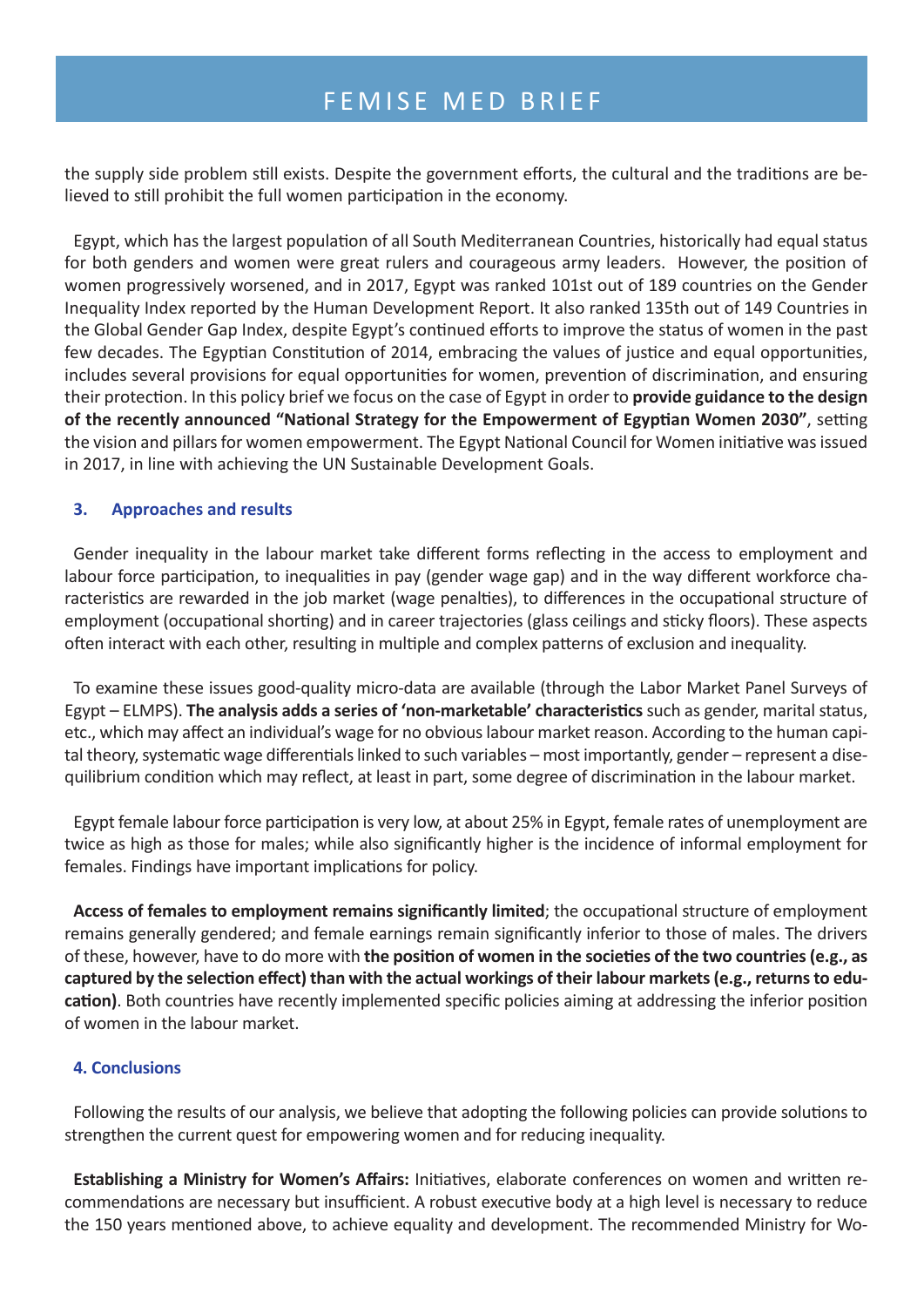the supply side problem still exists. Despite the government efforts, the cultural and the traditions are believed to still prohibit the full women participation in the economy.

Egypt, which has the largest population of all South Mediterranean Countries, historically had equal status for both genders and women were great rulers and courageous army leaders. However, the position of women progressively worsened, and in 2017, Egypt was ranked 101st out of 189 countries on the Gender Inequality Index reported by the Human Development Report. It also ranked 135th out of 149 Countries in the Global Gender Gap Index, despite Egypt's continued efforts to improve the status of women in the past few decades. The Egyptian Constitution of 2014, embracing the values of justice and equal opportunities, includes several provisions for equal opportunities for women, prevention of discrimination, and ensuring their protection. In this policy brief we focus on the case of Egypt in order to **provide guidance to the design of the recently announced "National Strategy for the Empowerment of Egyptian Women 2030"**, setting the vision and pillars for women empowerment. The Egypt National Council for Women initiative was issued in 2017, in line with achieving the UN Sustainable Development Goals.

## 3. Approaches and results

Gender inequality in the labour market take different forms reflecting in the access to employment and labour force participation, to inequalities in pay (gender wage gap) and in the way different workforce characteristics are rewarded in the job market (wage penalties), to differences in the occupational structure of employment (occupational shorting) and in career trajectories (glass ceilings and sticky floors). These aspects often interact with each other, resulting in multiple and complex patterns of exclusion and inequality.

To examine these issues good-quality micro-data are available (through the Labor Market Panel Surveys of Egypt – ELMPS). **The analysis adds a series of 'non-marketable' characteristics** such as gender, marital status, etc., which may affect an individual's wage for no obvious labour market reason. According to the human capital theory, systematic wage differentials linked to such variables – most importantly, gender – represent a disequilibrium condition which may reflect, at least in part, some degree of discrimination in the labour market.

Egypt female labour force participation is very low, at about 25% in Egypt, female rates of unemployment are twice as high as those for males; while also significantly higher is the incidence of informal employment for females. Findings have important implications for policy.

**Access of females to employment remains significantly limited**; the occupational structure of employment remains generally gendered; and female earnings remain significantly inferior to those of males. The drivers of these, however, have to do more with **the position of women in the societies of the two countries (e.g., as captured by the selection effect) than with the actual workings of their labour markets (e.g., returns to education)**. Both countries have recently implemented specific policies aiming at addressing the inferior position of women in the labour market.

## 4. Conclusions

Following the results of our analysis, we believe that adopting the following policies can provide solutions to strengthen the current quest for empowering women and for reducing inequality.

**Establishing a Ministry for Women's Affairs:** Initiatives, elaborate conferences on women and written recommendations are necessary but insufficient. A robust executive body at a high level is necessary to reduce the 150 years mentioned above, to achieve equality and development. The recommended Ministry for Wo-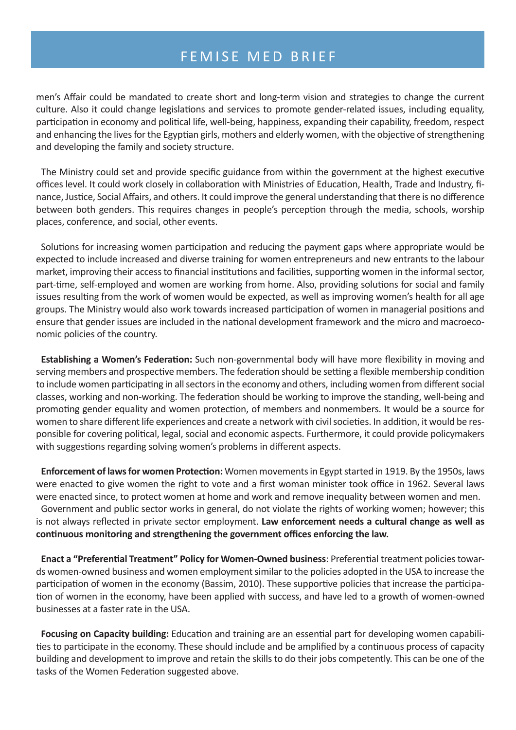men's Affair could be mandated to create short and long-term vision and strategies to change the current culture. Also it could change legislations and services to promote gender-related issues, including equality, participation in economy and political life, well-being, happiness, expanding their capability, freedom, respect and enhancing the lives for the Egyptian girls, mothers and elderly women, with the objective of strengthening and developing the family and society structure.

The Ministry could set and provide specific guidance from within the government at the highest executive offices level. It could work closely in collaboration with Ministries of Education, Health, Trade and Industry, finance, Justice, Social Affairs, and others. It could improve the general understanding that there is no difference between both genders. This requires changes in people's perception through the media, schools, worship places, conference, and social, other events.

Solutions for increasing women participation and reducing the payment gaps where appropriate would be expected to include increased and diverse training for women entrepreneurs and new entrants to the labour market, improving their access to financial institutions and facilities, supporting women in the informal sector, part-time, self-employed and women are working from home. Also, providing solutions for social and family issues resulting from the work of women would be expected, as well as improving women's health for all age groups. The Ministry would also work towards increased participation of women in managerial positions and ensure that gender issues are included in the national development framework and the micro and macroeconomic policies of the country.

**Establishing a Women's Federation:** Such non-governmental body will have more flexibility in moving and serving members and prospective members. The federation should be setting a flexible membership condition to include women participating in all sectors in the economy and others, including women from different social classes, working and non-working. The federation should be working to improve the standing, well-being and promoting gender equality and women protection, of members and nonmembers. It would be a source for women to share different life experiences and create a network with civil societies. In addition, it would be responsible for covering political, legal, social and economic aspects. Furthermore, it could provide policymakers with suggestions regarding solving women's problems in different aspects.

**Enforcement of laws for women Protection:** Women movements in Egypt started in 1919. By the 1950s, laws were enacted to give women the right to vote and a first woman minister took office in 1962. Several laws were enacted since, to protect women at home and work and remove inequality between women and men.

Government and public sector works in general, do not violate the rights of working women; however; this is not always reflected in private sector employment. **Law enforcement needs a cultural change as well as continuous monitoring and strengthening the government offices enforcing the law.**

**Enact a "Preferential Treatment" Policy for Women-Owned business**: Preferential treatment policies towards women-owned business and women employment similar to the policies adopted in the USA to increase the participation of women in the economy (Bassim, 2010). These supportive policies that increase the participation of women in the economy, have been applied with success, and have led to a growth of women-owned businesses at a faster rate in the USA.

**Focusing on Capacity building:** Education and training are an essential part for developing women capabilities to participate in the economy. These should include and be amplified by a continuous process of capacity building and development to improve and retain the skills to do their jobs competently. This can be one of the tasks of the Women Federation suggested above.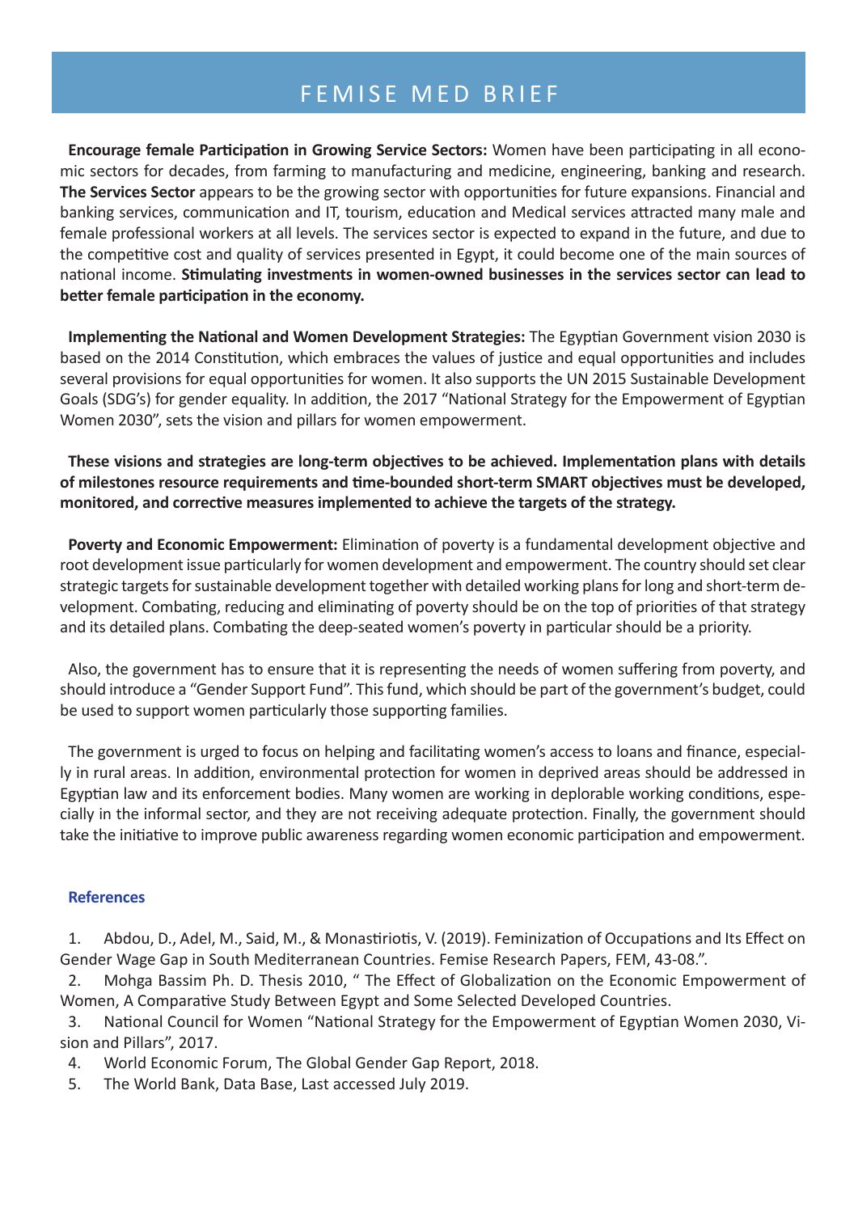**Encourage female Participation in Growing Service Sectors:** Women have been participating in all economic sectors for decades, from farming to manufacturing and medicine, engineering, banking and research. **The Services Sector** appears to be the growing sector with opportunities for future expansions. Financial and banking services, communication and IT, tourism, education and Medical services attracted many male and female professional workers at all levels. The services sector is expected to expand in the future, and due to the competitive cost and quality of services presented in Egypt, it could become one of the main sources of national income. **Stimulating investments in women-owned businesses in the services sector can lead to better female participation in the economy.**

**Implementing the National and Women Development Strategies:** The Egyptian Government vision 2030 is based on the 2014 Constitution, which embraces the values of justice and equal opportunities and includes several provisions for equal opportunities for women. It also supports the UN 2015 Sustainable Development Goals (SDG's) for gender equality. In addition, the 2017 "National Strategy for the Empowerment of Egyptian Women 2030", sets the vision and pillars for women empowerment.

**These visions and strategies are long-term objectives to be achieved. Implementation plans with details of milestones resource requirements and time-bounded short-term SMART objectives must be developed, monitored, and corrective measures implemented to achieve the targets of the strategy.**

**Poverty and Economic Empowerment:** Elimination of poverty is a fundamental development objective and root development issue particularly for women development and empowerment. The country should set clear strategic targets for sustainable development together with detailed working plans for long and short-term development. Combating, reducing and eliminating of poverty should be on the top of priorities of that strategy and its detailed plans. Combating the deep-seated women's poverty in particular should be a priority.

Also, the government has to ensure that it is representing the needs of women suffering from poverty, and should introduce a "Gender Support Fund". This fund, which should be part of the government's budget, could be used to support women particularly those supporting families.

The government is urged to focus on helping and facilitating women's access to loans and finance, especially in rural areas. In addition, environmental protection for women in deprived areas should be addressed in Egyptian law and its enforcement bodies. Many women are working in deplorable working conditions, especially in the informal sector, and they are not receiving adequate protection. Finally, the government should take the initiative to improve public awareness regarding women economic participation and empowerment.

### References

1. Abdou, D., Adel, M., Said, M., & Monastiriotis, V. (2019). Feminization of Occupations and Its Effect on Gender Wage Gap in South Mediterranean Countries. Femise Research Papers, FEM, 43-08.".
2. Mohga Bassim Ph. D. Thesis 2010, " The Effect of Globalization on the Economic Empowerment of Women, A Comparative Study Between Egypt and Some Selected Developed Countries.
3. National Council for Women "National Strategy for the Empowerment of Egyptian Women 2030, Vision and Pillars", 2017.
4. World Economic Forum, The Global Gender Gap Report, 2018.
5. The World Bank, Data Base, Last accessed July 2019.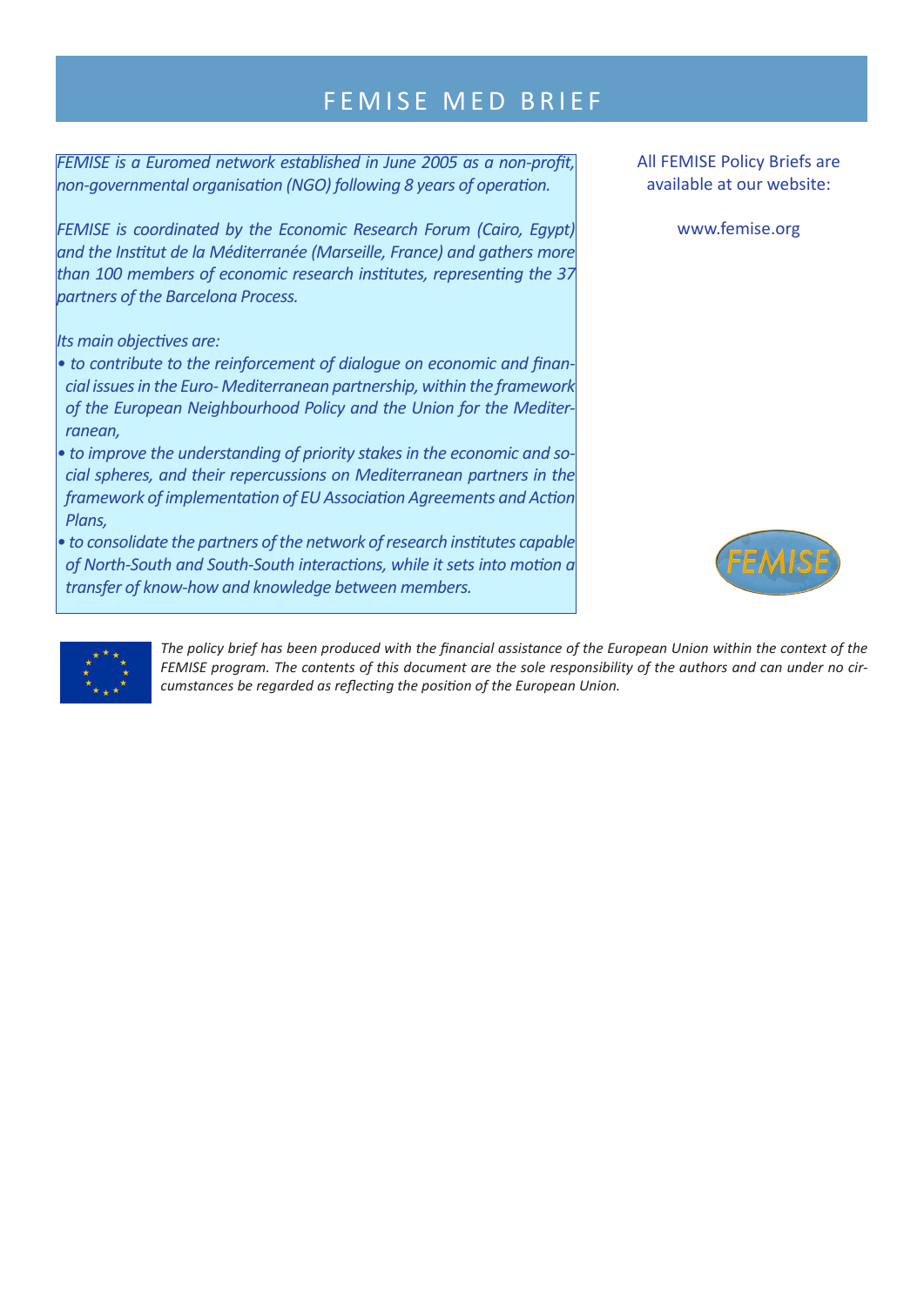# FEMISE MED BRIEF

*FEMISE is a Euromed network established in June 2005 as a non-profit, non-governmental organisation (NGO) following 8 years of operation.*

*FEMISE is coordinated by the Economic Research Forum (Cairo, Egypt) and the Institut de la Méditerranée (Marseille, France) and gathers more than 100 members of economic research institutes, representing the 37 partners of the Barcelona Process.*

*Its main objectives are:*

- *to contribute to the reinforcement of dialogue on economic and financial issues in the Euro- Mediterranean partnership, within the framework of the European Neighbourhood Policy and the Union for the Mediterranean,*
- *to improve the understanding of priority stakes in the economic and social spheres, and their repercussions on Mediterranean partners in the framework of implementation of EU Association Agreements and Action Plans,*
- *to consolidate the partners of the network of research institutes capable of North-South and South-South interactions, while it sets into motion a transfer of know-how and knowledge between members.*

All FEMISE Policy Briefs are available at our website:

www.femise.org

*The policy brief has been produced with the financial assistance of the European Union within the context of the FEMISE program. The contents of this document are the sole responsibility of the authors and can under no circumstances be regarded as reflecting the position of the European Union.*